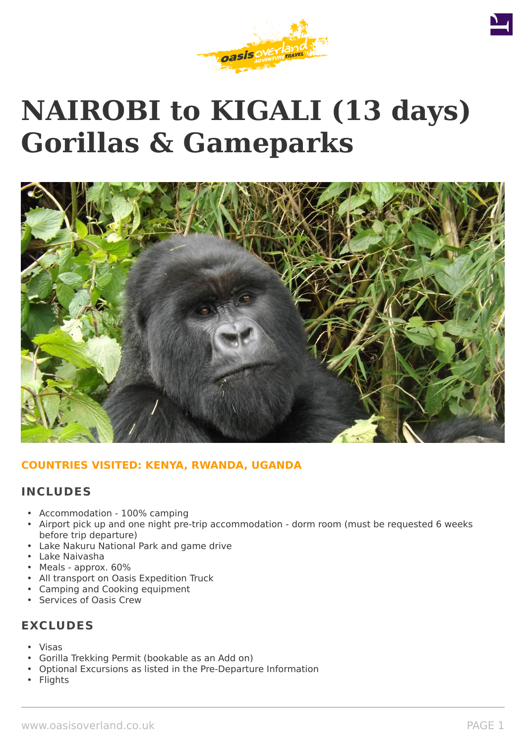# NAIROBI to KIGALI (13 days) Gorillas & Gameparks

**COUNTRIES VISITED: KENYA, RWANDA, UGANDA**

## INCLUDES

- Accommodation - 100% camping
- Airport pick up and one night pre-trip accommodation - dorm room (must be requested 6 weeks before trip departure)
- Lake Nakuru National Park and game drive
- Lake Naivasha
- Meals - approx. 60%
- All transport on Oasis Expedition Truck
- Camping and Cooking equipment
- Services of Oasis Crew

## EXCLUDES

- Visas
- Gorilla Trekking Permit (bookable as an Add on)
- Optional Excursions as listed in the Pre-Departure Information
- Flights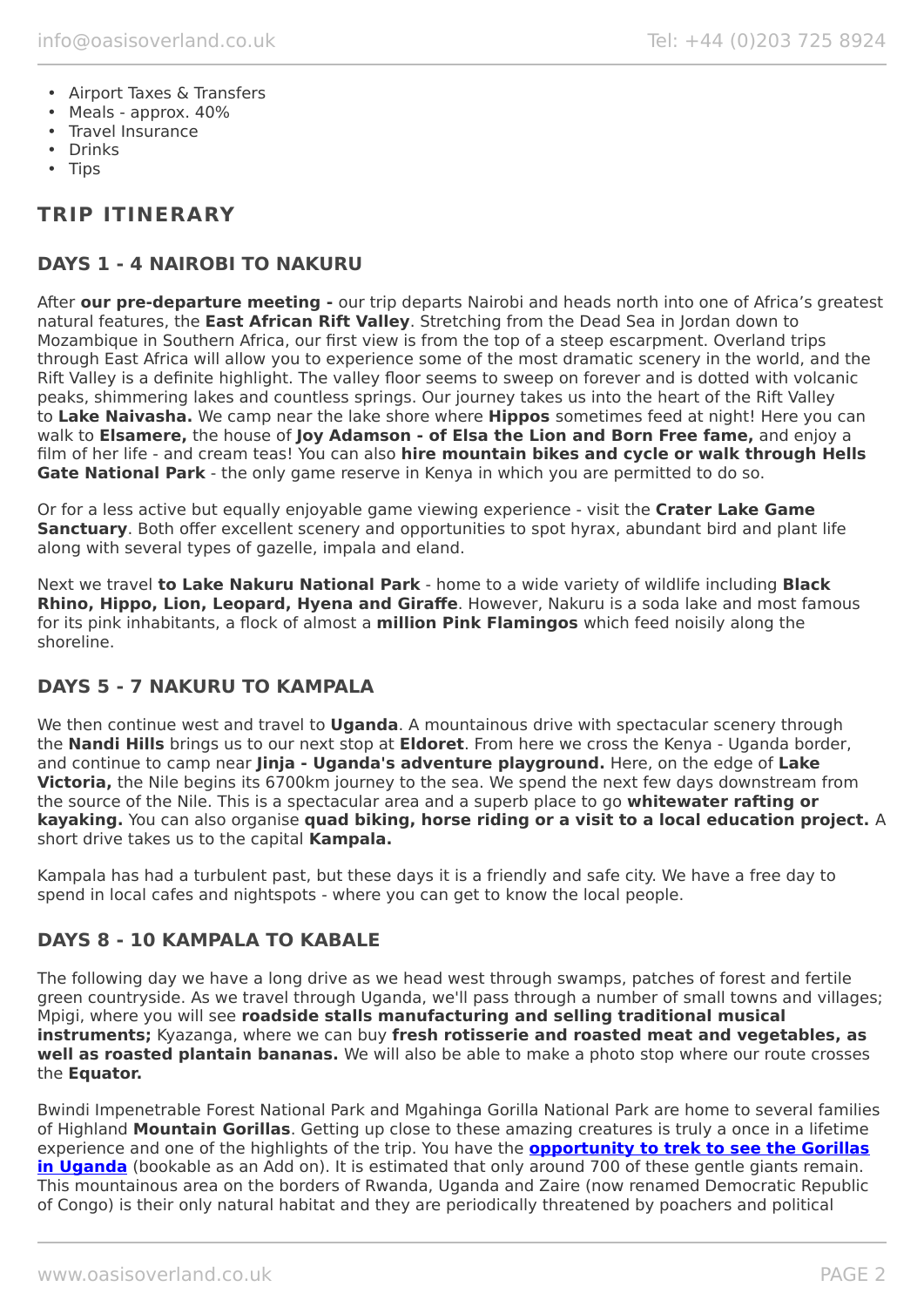- Airport Taxes & Transfers
- Meals - approx. 40%
- Travel Insurance
- Drinks
- Tips

## TRIP ITINERARY

### DAYS 1 - 4 NAIROBI TO NAKURU

After **our pre-departure meeting -** our trip departs Nairobi and heads north into one of Africa's greatest natural features, the **East African Rift Valley**. Stretching from the Dead Sea in Jordan down to Mozambique in Southern Africa, our first view is from the top of a steep escarpment. Overland trips through East Africa will allow you to experience some of the most dramatic scenery in the world, and the Rift Valley is a definite highlight. The valley floor seems to sweep on forever and is dotted with volcanic peaks, shimmering lakes and countless springs. Our journey takes us into the heart of the Rift Valley to **Lake Naivasha.** We camp near the lake shore where **Hippos** sometimes feed at night! Here you can walk to **Elsamere,** the house of **Joy Adamson - of Elsa the Lion and Born Free fame,** and enjoy a film of her life - and cream teas! You can also **hire mountain bikes and cycle or walk through Hells Gate National Park** - the only game reserve in Kenya in which you are permitted to do so.

Or for a less active but equally enjoyable game viewing experience - visit the **Crater Lake Game Sanctuary**. Both offer excellent scenery and opportunities to spot hyrax, abundant bird and plant life along with several types of gazelle, impala and eland.

Next we travel **to Lake Nakuru National Park** - home to a wide variety of wildlife including **Black Rhino, Hippo, Lion, Leopard, Hyena and Giraffe**. However, Nakuru is a soda lake and most famous for its pink inhabitants, a flock of almost a **million Pink Flamingos** which feed noisily along the shoreline.

### DAYS 5 - 7 NAKURU TO KAMPALA

We then continue west and travel to **Uganda**. A mountainous drive with spectacular scenery through the **Nandi Hills** brings us to our next stop at **Eldoret**. From here we cross the Kenya - Uganda border, and continue to camp near **Jinja - Uganda's adventure playground.** Here, on the edge of **Lake Victoria,** the Nile begins its 6700km journey to the sea. We spend the next few days downstream from the source of the Nile. This is a spectacular area and a superb place to go **whitewater rafting or kayaking.** You can also organise **quad biking, horse riding or a visit to a local education project.** A short drive takes us to the capital **Kampala.**

Kampala has had a turbulent past, but these days it is a friendly and safe city. We have a free day to spend in local cafes and nightspots - where you can get to know the local people.

### DAYS 8 - 10 KAMPALA TO KABALE

The following day we have a long drive as we head west through swamps, patches of forest and fertile green countryside. As we travel through Uganda, we'll pass through a number of small towns and villages; Mpigi, where you will see **roadside stalls manufacturing and selling traditional musical instruments;** Kyazanga, where we can buy **fresh rotisserie and roasted meat and vegetables, as well as roasted plantain bananas.** We will also be able to make a photo stop where our route crosses the **Equator.**

Bwindi Impenetrable Forest National Park and Mgahinga Gorilla National Park are home to several families of Highland **Mountain Gorillas**. Getting up close to these amazing creatures is truly a once in a lifetime experience and one of the highlights of the trip. You have the **opportunity to trek to see the Gorillas in Uganda** (bookable as an Add on). It is estimated that only around 700 of these gentle giants remain. This mountainous area on the borders of Rwanda, Uganda and Zaire (now renamed Democratic Republic of Congo) is their only natural habitat and they are periodically threatened by poachers and political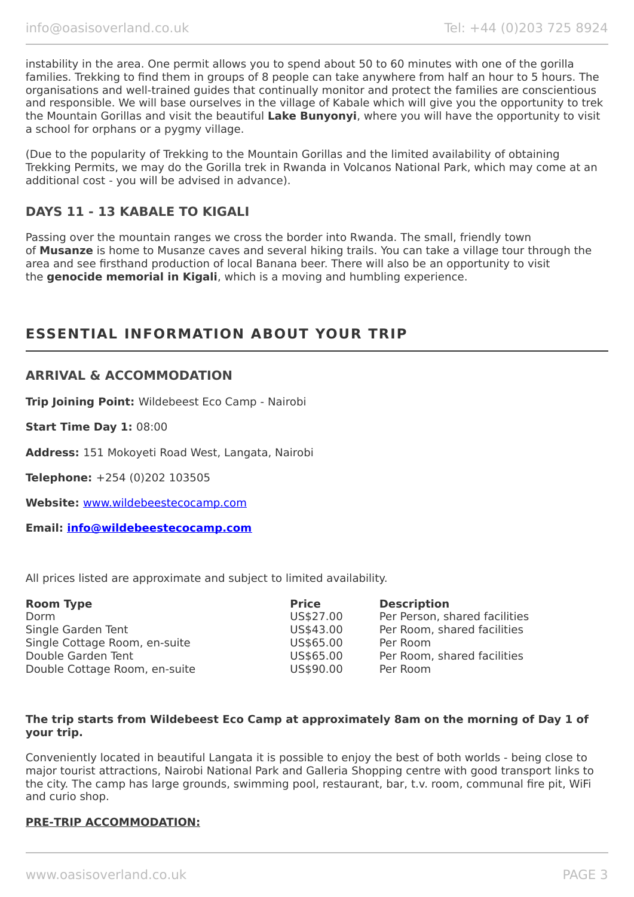instability in the area. One permit allows you to spend about 50 to 60 minutes with one of the gorilla families. Trekking to find them in groups of 8 people can take anywhere from half an hour to 5 hours. The organisations and well-trained guides that continually monitor and protect the families are conscientious and responsible. We will base ourselves in the village of Kabale which will give you the opportunity to trek the Mountain Gorillas and visit the beautiful **Lake Bunyonyi**, where you will have the opportunity to visit a school for orphans or a pygmy village.

(Due to the popularity of Trekking to the Mountain Gorillas and the limited availability of obtaining Trekking Permits, we may do the Gorilla trek in Rwanda in Volcanos National Park, which may come at an additional cost - you will be advised in advance).

### DAYS 11 - 13 KABALE TO KIGALI

Passing over the mountain ranges we cross the border into Rwanda. The small, friendly town of **Musanze** is home to Musanze caves and several hiking trails. You can take a village tour through the area and see firsthand production of local Banana beer. There will also be an opportunity to visit the **genocide memorial in Kigali**, which is a moving and humbling experience.

## ESSENTIAL INFORMATION ABOUT YOUR TRIP

### ARRIVAL & ACCOMMODATION

**Trip Joining Point:** Wildebeest Eco Camp - Nairobi

**Start Time Day 1:** 08:00

**Address:** 151 Mokoyeti Road West, Langata, Nairobi

**Telephone:** +254 (0)202 103505

**Website:** www.wildebeestecocamp.com

**Email:** **info@wildebeestecocamp.com**

All prices listed are approximate and subject to limited availability.

| Room Type | Price | Description |
| --- | --- | --- |
| Dorm | US$27.00 | Per Person, shared facilities |
| Single Garden Tent | US$43.00 | Per Room, shared facilities |
| Single Cottage Room, en-suite | US$65.00 | Per Room |
| Double Garden Tent | US$65.00 | Per Room, shared facilities |
| Double Cottage Room, en-suite | US$90.00 | Per Room |

**The trip starts from Wildebeest Eco Camp at approximately 8am on the morning of Day 1 of your trip.**

Conveniently located in beautiful Langata it is possible to enjoy the best of both worlds - being close to major tourist attractions, Nairobi National Park and Galleria Shopping centre with good transport links to the city. The camp has large grounds, swimming pool, restaurant, bar, t.v. room, communal fire pit, WiFi and curio shop.

**PRE-TRIP ACCOMMODATION:**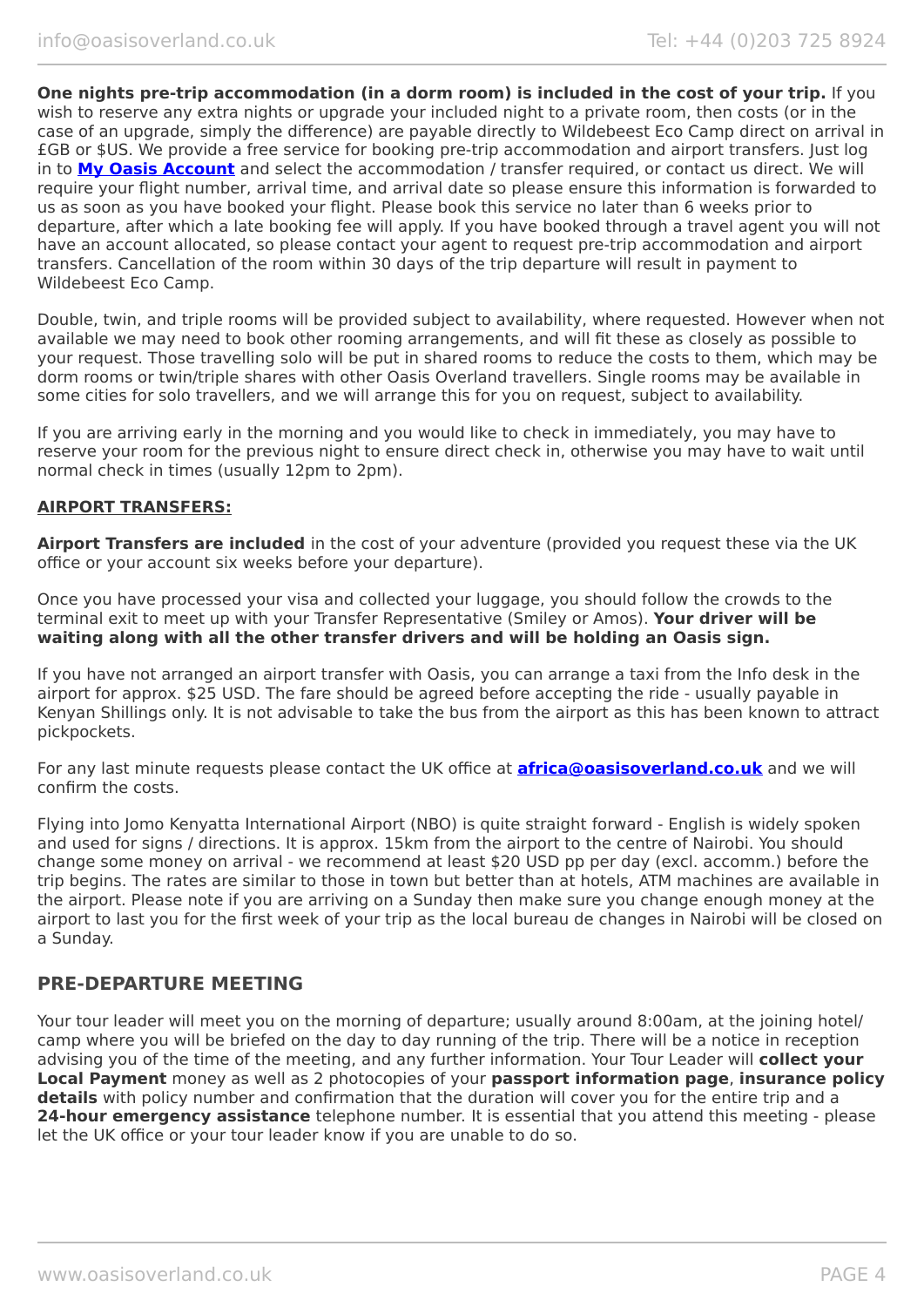**One nights pre-trip accommodation (in a dorm room) is included in the cost of your trip.** If you wish to reserve any extra nights or upgrade your included night to a private room, then costs (or in the case of an upgrade, simply the difference) are payable directly to Wildebeest Eco Camp direct on arrival in £GB or $US. We provide a free service for booking pre-trip accommodation and airport transfers. Just log in to **[My Oasis Account]** and select the accommodation / transfer required, or contact us direct. We will require your flight number, arrival time, and arrival date so please ensure this information is forwarded to us as soon as you have booked your flight. Please book this service no later than 6 weeks prior to departure, after which a late booking fee will apply. If you have booked through a travel agent you will not have an account allocated, so please contact your agent to request pre-trip accommodation and airport transfers. Cancellation of the room within 30 days of the trip departure will result in payment to Wildebeest Eco Camp.

Double, twin, and triple rooms will be provided subject to availability, where requested. However when not available we may need to book other rooming arrangements, and will fit these as closely as possible to your request. Those travelling solo will be put in shared rooms to reduce the costs to them, which may be dorm rooms or twin/triple shares with other Oasis Overland travellers. Single rooms may be available in some cities for solo travellers, and we will arrange this for you on request, subject to availability.

If you are arriving early in the morning and you would like to check in immediately, you may have to reserve your room for the previous night to ensure direct check in, otherwise you may have to wait until normal check in times (usually 12pm to 2pm).

**AIRPORT TRANSFERS:**

**Airport Transfers are included** in the cost of your adventure (provided you request these via the UK office or your account six weeks before your departure).

Once you have processed your visa and collected your luggage, you should follow the crowds to the terminal exit to meet up with your Transfer Representative (Smiley or Amos). **Your driver will be waiting along with all the other transfer drivers and will be holding an Oasis sign.**

If you have not arranged an airport transfer with Oasis, you can arrange a taxi from the Info desk in the airport for approx. $25 USD. The fare should be agreed before accepting the ride - usually payable in Kenyan Shillings only. It is not advisable to take the bus from the airport as this has been known to attract pickpockets.

For any last minute requests please contact the UK office at **africa@oasisoverland.co.uk** and we will confirm the costs.

Flying into Jomo Kenyatta International Airport (NBO) is quite straight forward - English is widely spoken and used for signs / directions. It is approx. 15km from the airport to the centre of Nairobi. You should change some money on arrival - we recommend at least $20 USD pp per day (excl. accomm.) before the trip begins. The rates are similar to those in town but better than at hotels, ATM machines are available in the airport. Please note if you are arriving on a Sunday then make sure you change enough money at the airport to last you for the first week of your trip as the local bureau de changes in Nairobi will be closed on a Sunday.

## PRE-DEPARTURE MEETING

Your tour leader will meet you on the morning of departure; usually around 8:00am, at the joining hotel/ camp where you will be briefed on the day to day running of the trip. There will be a notice in reception advising you of the time of the meeting, and any further information. Your Tour Leader will **collect your Local Payment** money as well as 2 photocopies of your **passport information page**, **insurance policy details** with policy number and confirmation that the duration will cover you for the entire trip and a **24-hour emergency assistance** telephone number. It is essential that you attend this meeting - please let the UK office or your tour leader know if you are unable to do so.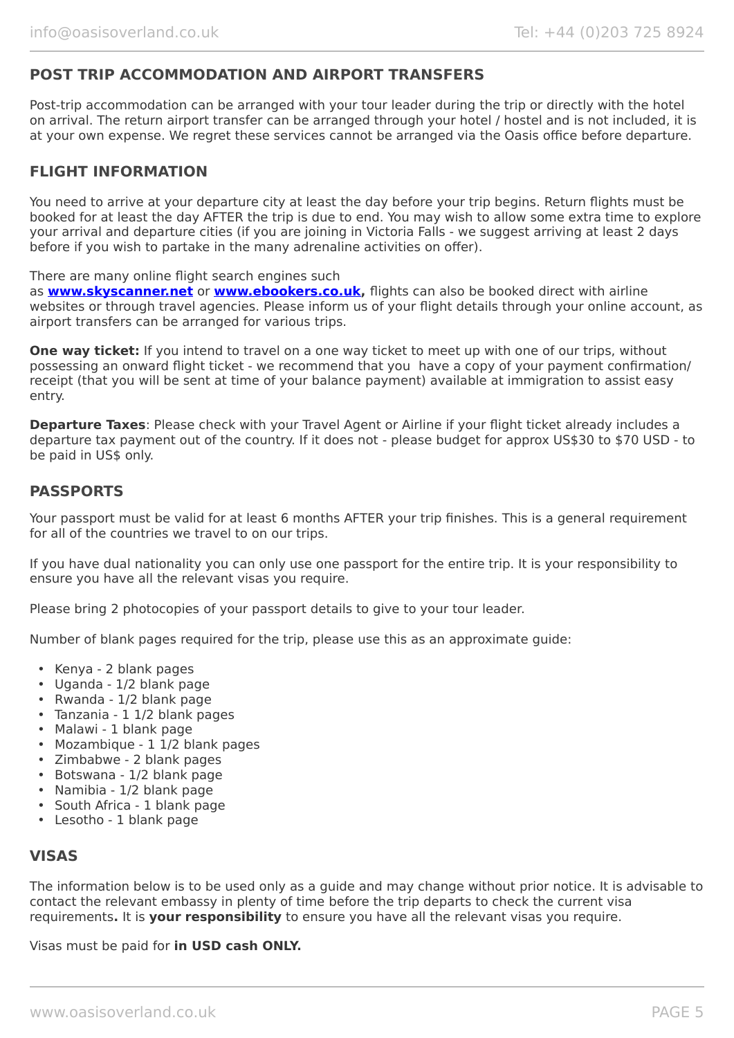## POST TRIP ACCOMMODATION AND AIRPORT TRANSFERS

Post-trip accommodation can be arranged with your tour leader during the trip or directly with the hotel on arrival. The return airport transfer can be arranged through your hotel / hostel and is not included, it is at your own expense. We regret these services cannot be arranged via the Oasis office before departure.

## FLIGHT INFORMATION

You need to arrive at your departure city at least the day before your trip begins. Return flights must be booked for at least the day AFTER the trip is due to end. You may wish to allow some extra time to explore your arrival and departure cities (if you are joining in Victoria Falls - we suggest arriving at least 2 days before if you wish to partake in the many adrenaline activities on offer).

There are many online flight search engines such as **www.skyscanner.net** or **www.ebookers.co.uk,** flights can also be booked direct with airline websites or through travel agencies. Please inform us of your flight details through your online account, as airport transfers can be arranged for various trips.

**One way ticket:** If you intend to travel on a one way ticket to meet up with one of our trips, without possessing an onward flight ticket - we recommend that you have a copy of your payment confirmation/ receipt (that you will be sent at time of your balance payment) available at immigration to assist easy entry.

**Departure Taxes**: Please check with your Travel Agent or Airline if your flight ticket already includes a departure tax payment out of the country. If it does not - please budget for approx US$30 to $70 USD - to be paid in US$ only.

## PASSPORTS

Your passport must be valid for at least 6 months AFTER your trip finishes. This is a general requirement for all of the countries we travel to on our trips.

If you have dual nationality you can only use one passport for the entire trip. It is your responsibility to ensure you have all the relevant visas you require.

Please bring 2 photocopies of your passport details to give to your tour leader.

Number of blank pages required for the trip, please use this as an approximate guide:

- Kenya - 2 blank pages
- Uganda - 1/2 blank page
- Rwanda - 1/2 blank page
- Tanzania - 1 1/2 blank pages
- Malawi - 1 blank page
- Mozambique - 1 1/2 blank pages
- Zimbabwe - 2 blank pages
- Botswana - 1/2 blank page
- Namibia - 1/2 blank page
- South Africa - 1 blank page
- Lesotho - 1 blank page

## VISAS

The information below is to be used only as a guide and may change without prior notice. It is advisable to contact the relevant embassy in plenty of time before the trip departs to check the current visa requirements**.** It is **your responsibility** to ensure you have all the relevant visas you require.

Visas must be paid for **in USD cash ONLY.**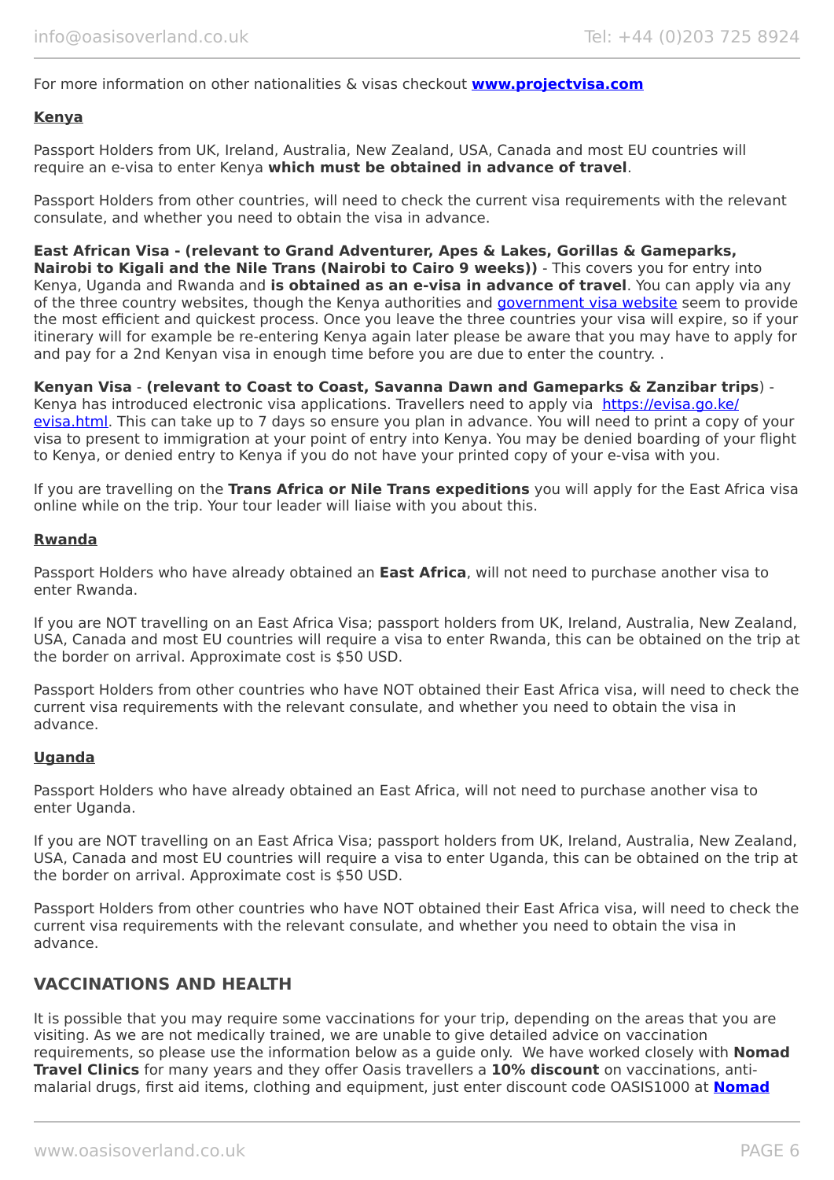For more information on other nationalities & visas checkout **[www.projectvisa.com](www.projectvisa.com)**

**Kenya**

Passport Holders from UK, Ireland, Australia, New Zealand, USA, Canada and most EU countries will require an e-visa to enter Kenya **which must be obtained in advance of travel**.

Passport Holders from other countries, will need to check the current visa requirements with the relevant consulate, and whether you need to obtain the visa in advance.

**East African Visa - (relevant to Grand Adventurer, Apes & Lakes, Gorillas & Gameparks, Nairobi to Kigali and the Nile Trans (Nairobi to Cairo 9 weeks))** - This covers you for entry into Kenya, Uganda and Rwanda and **is obtained as an e-visa in advance of travel**. You can apply via any of the three country websites, though the Kenya authorities and government visa website seem to provide the most efficient and quickest process. Once you leave the three countries your visa will expire, so if your itinerary will for example be re-entering Kenya again later please be aware that you may have to apply for and pay for a 2nd Kenyan visa in enough time before you are due to enter the country. .

**Kenyan Visa** - **(relevant to Coast to Coast, Savanna Dawn and Gameparks & Zanzibar trips**) - Kenya has introduced electronic visa applications. Travellers need to apply via [https://evisa.go.ke/evisa.html](https://evisa.go.ke/evisa.html). This can take up to 7 days so ensure you plan in advance. You will need to print a copy of your visa to present to immigration at your point of entry into Kenya. You may be denied boarding of your flight to Kenya, or denied entry to Kenya if you do not have your printed copy of your e-visa with you.

If you are travelling on the **Trans Africa or Nile Trans expeditions** you will apply for the East Africa visa online while on the trip. Your tour leader will liaise with you about this.

**Rwanda**

Passport Holders who have already obtained an **East Africa**, will not need to purchase another visa to enter Rwanda.

If you are NOT travelling on an East Africa Visa; passport holders from UK, Ireland, Australia, New Zealand, USA, Canada and most EU countries will require a visa to enter Rwanda, this can be obtained on the trip at the border on arrival. Approximate cost is $50 USD.

Passport Holders from other countries who have NOT obtained their East Africa visa, will need to check the current visa requirements with the relevant consulate, and whether you need to obtain the visa in advance.

**Uganda**

Passport Holders who have already obtained an East Africa, will not need to purchase another visa to enter Uganda.

If you are NOT travelling on an East Africa Visa; passport holders from UK, Ireland, Australia, New Zealand, USA, Canada and most EU countries will require a visa to enter Uganda, this can be obtained on the trip at the border on arrival. Approximate cost is $50 USD.

Passport Holders from other countries who have NOT obtained their East Africa visa, will need to check the current visa requirements with the relevant consulate, and whether you need to obtain the visa in advance.

## VACCINATIONS AND HEALTH

It is possible that you may require some vaccinations for your trip, depending on the areas that you are visiting. As we are not medically trained, we are unable to give detailed advice on vaccination requirements, so please use the information below as a guide only. We have worked closely with **Nomad Travel Clinics** for many years and they offer Oasis travellers a **10% discount** on vaccinations, anti-malarial drugs, first aid items, clothing and equipment, just enter discount code OASIS1000 at **Nomad**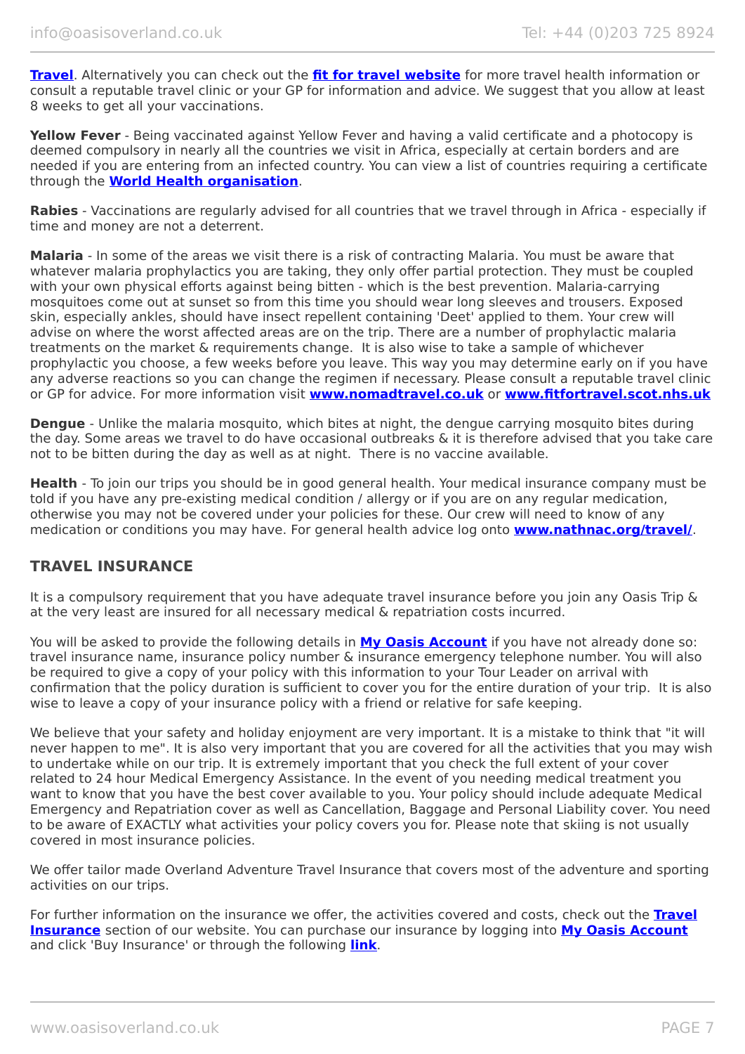**Travel**. Alternatively you can check out the **fit for travel website** for more travel health information or consult a reputable travel clinic or your GP for information and advice. We suggest that you allow at least 8 weeks to get all your vaccinations.

**Yellow Fever** - Being vaccinated against Yellow Fever and having a valid certificate and a photocopy is deemed compulsory in nearly all the countries we visit in Africa, especially at certain borders and are needed if you are entering from an infected country. You can view a list of countries requiring a certificate through the **World Health organisation**.

**Rabies** - Vaccinations are regularly advised for all countries that we travel through in Africa - especially if time and money are not a deterrent.

**Malaria** - In some of the areas we visit there is a risk of contracting Malaria. You must be aware that whatever malaria prophylactics you are taking, they only offer partial protection. They must be coupled with your own physical efforts against being bitten - which is the best prevention. Malaria-carrying mosquitoes come out at sunset so from this time you should wear long sleeves and trousers. Exposed skin, especially ankles, should have insect repellent containing 'Deet' applied to them. Your crew will advise on where the worst affected areas are on the trip. There are a number of prophylactic malaria treatments on the market & requirements change. It is also wise to take a sample of whichever prophylactic you choose, a few weeks before you leave. This way you may determine early on if you have any adverse reactions so you can change the regimen if necessary. Please consult a reputable travel clinic or GP for advice. For more information visit **www.nomadtravel.co.uk** or **www.fitfortravel.scot.nhs.uk**

**Dengue** - Unlike the malaria mosquito, which bites at night, the dengue carrying mosquito bites during the day. Some areas we travel to do have occasional outbreaks & it is therefore advised that you take care not to be bitten during the day as well as at night. There is no vaccine available.

**Health** - To join our trips you should be in good general health. Your medical insurance company must be told if you have any pre-existing medical condition / allergy or if you are on any regular medication, otherwise you may not be covered under your policies for these. Our crew will need to know of any medication or conditions you may have. For general health advice log onto **www.nathnac.org/travel/**.

## TRAVEL INSURANCE

It is a compulsory requirement that you have adequate travel insurance before you join any Oasis Trip & at the very least are insured for all necessary medical & repatriation costs incurred.

You will be asked to provide the following details in **My Oasis Account** if you have not already done so: travel insurance name, insurance policy number & insurance emergency telephone number. You will also be required to give a copy of your policy with this information to your Tour Leader on arrival with confirmation that the policy duration is sufficient to cover you for the entire duration of your trip. It is also wise to leave a copy of your insurance policy with a friend or relative for safe keeping.

We believe that your safety and holiday enjoyment are very important. It is a mistake to think that "it will never happen to me". It is also very important that you are covered for all the activities that you may wish to undertake while on our trip. It is extremely important that you check the full extent of your cover related to 24 hour Medical Emergency Assistance. In the event of you needing medical treatment you want to know that you have the best cover available to you. Your policy should include adequate Medical Emergency and Repatriation cover as well as Cancellation, Baggage and Personal Liability cover. You need to be aware of EXACTLY what activities your policy covers you for. Please note that skiing is not usually covered in most insurance policies.

We offer tailor made Overland Adventure Travel Insurance that covers most of the adventure and sporting activities on our trips.

For further information on the insurance we offer, the activities covered and costs, check out the **Travel Insurance** section of our website. You can purchase our insurance by logging into **My Oasis Account** and click 'Buy Insurance' or through the following **link**.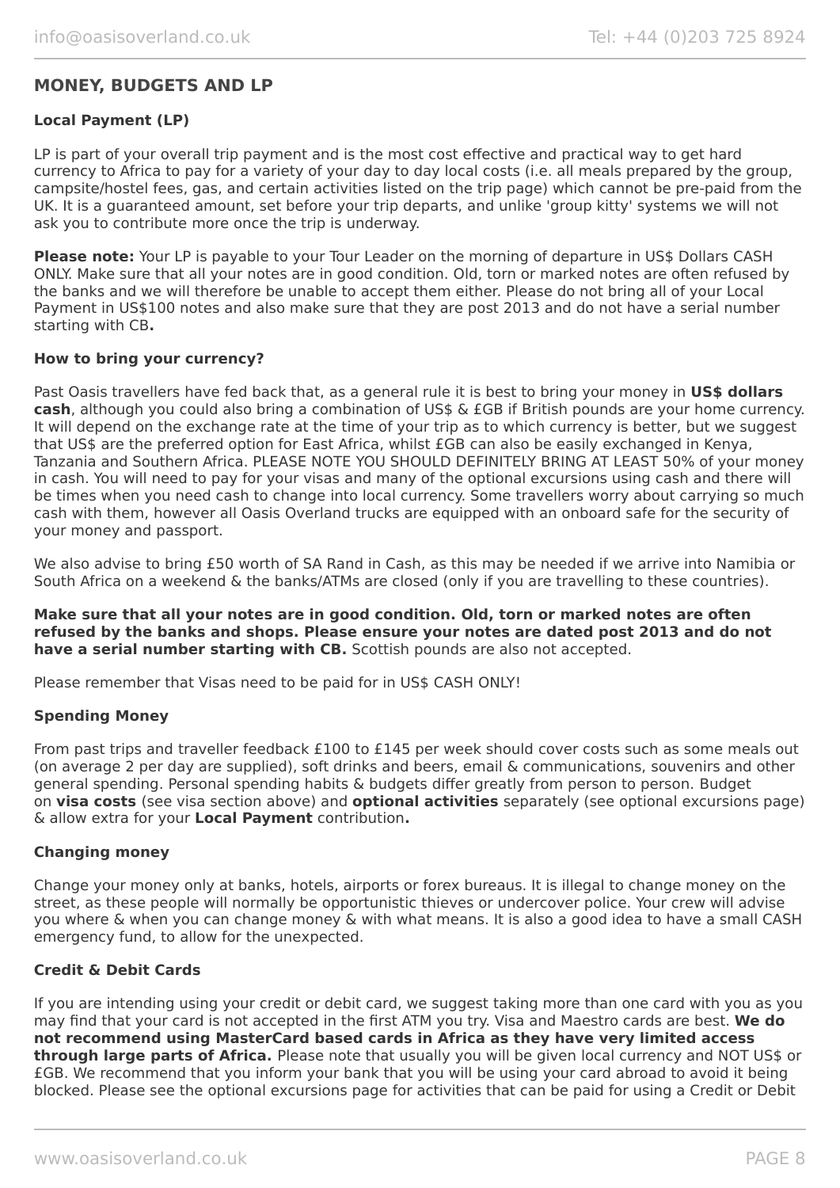## MONEY, BUDGETS AND LP

### Local Payment (LP)

LP is part of your overall trip payment and is the most cost effective and practical way to get hard currency to Africa to pay for a variety of your day to day local costs (i.e. all meals prepared by the group, campsite/hostel fees, gas, and certain activities listed on the trip page) which cannot be pre-paid from the UK. It is a guaranteed amount, set before your trip departs, and unlike 'group kitty' systems we will not ask you to contribute more once the trip is underway.

**Please note:** Your LP is payable to your Tour Leader on the morning of departure in US$ Dollars CASH ONLY. Make sure that all your notes are in good condition. Old, torn or marked notes are often refused by the banks and we will therefore be unable to accept them either. Please do not bring all of your Local Payment in US$100 notes and also make sure that they are post 2013 and do not have a serial number starting with CB**.**

### How to bring your currency?

Past Oasis travellers have fed back that, as a general rule it is best to bring your money in **US$ dollars cash**, although you could also bring a combination of US$ & £GB if British pounds are your home currency. It will depend on the exchange rate at the time of your trip as to which currency is better, but we suggest that US$ are the preferred option for East Africa, whilst £GB can also be easily exchanged in Kenya, Tanzania and Southern Africa. PLEASE NOTE YOU SHOULD DEFINITELY BRING AT LEAST 50% of your money in cash. You will need to pay for your visas and many of the optional excursions using cash and there will be times when you need cash to change into local currency. Some travellers worry about carrying so much cash with them, however all Oasis Overland trucks are equipped with an onboard safe for the security of your money and passport.

We also advise to bring £50 worth of SA Rand in Cash, as this may be needed if we arrive into Namibia or South Africa on a weekend & the banks/ATMs are closed (only if you are travelling to these countries).

**Make sure that all your notes are in good condition. Old, torn or marked notes are often refused by the banks and shops. Please ensure your notes are dated post 2013 and do not have a serial number starting with CB.** Scottish pounds are also not accepted.

Please remember that Visas need to be paid for in US$ CASH ONLY!

### Spending Money

From past trips and traveller feedback £100 to £145 per week should cover costs such as some meals out (on average 2 per day are supplied), soft drinks and beers, email & communications, souvenirs and other general spending. Personal spending habits & budgets differ greatly from person to person. Budget on **visa costs** (see visa section above) and **optional activities** separately (see optional excursions page) & allow extra for your **Local Payment** contribution**.**

### Changing money

Change your money only at banks, hotels, airports or forex bureaus. It is illegal to change money on the street, as these people will normally be opportunistic thieves or undercover police. Your crew will advise you where & when you can change money & with what means. It is also a good idea to have a small CASH emergency fund, to allow for the unexpected.

### Credit & Debit Cards

If you are intending using your credit or debit card, we suggest taking more than one card with you as you may find that your card is not accepted in the first ATM you try. Visa and Maestro cards are best. **We do not recommend using MasterCard based cards in Africa as they have very limited access through large parts of Africa.** Please note that usually you will be given local currency and NOT US$ or £GB. We recommend that you inform your bank that you will be using your card abroad to avoid it being blocked. Please see the optional excursions page for activities that can be paid for using a Credit or Debit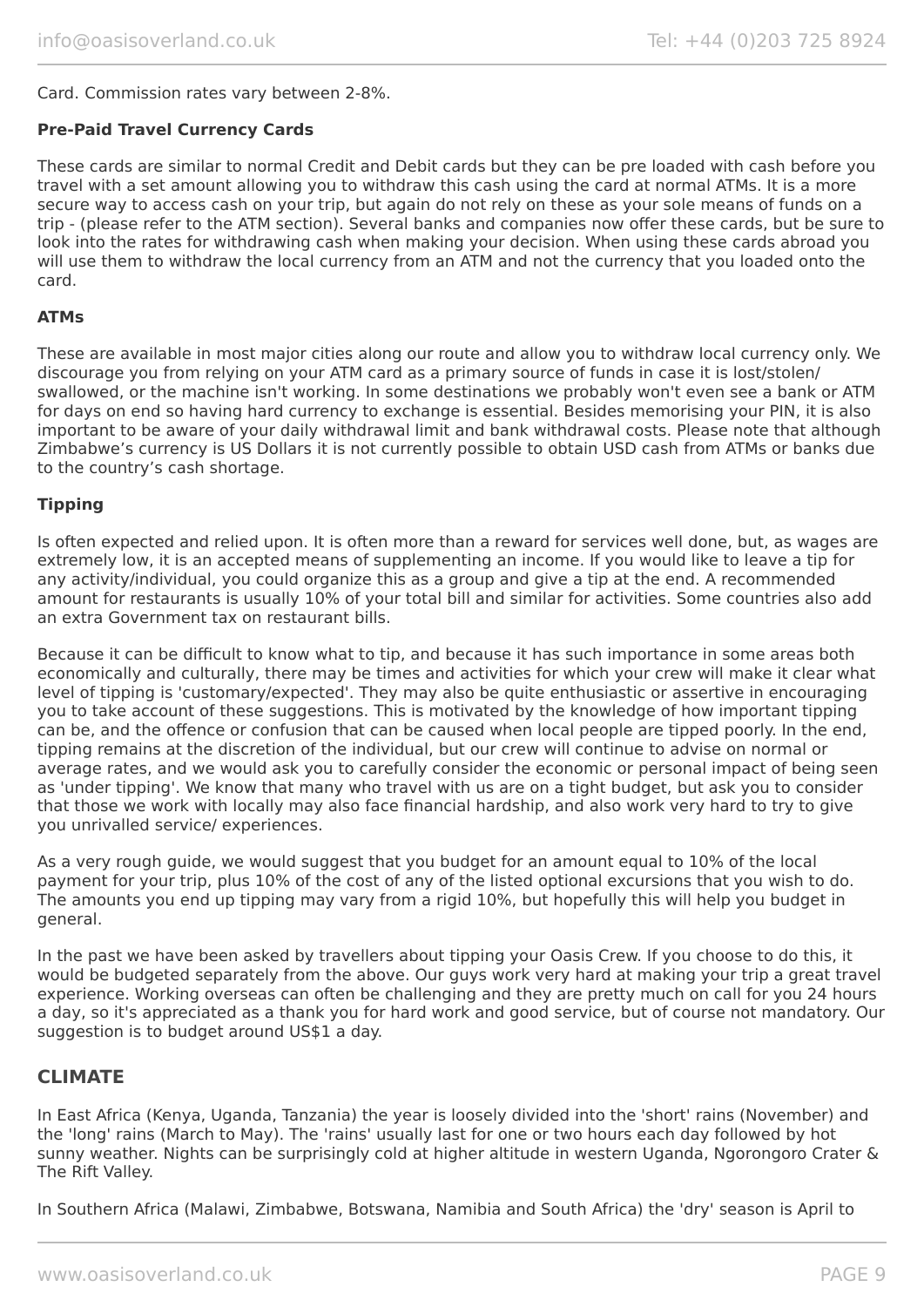Card. Commission rates vary between 2-8%.

**Pre-Paid Travel Currency Cards**

These cards are similar to normal Credit and Debit cards but they can be pre loaded with cash before you travel with a set amount allowing you to withdraw this cash using the card at normal ATMs. It is a more secure way to access cash on your trip, but again do not rely on these as your sole means of funds on a trip - (please refer to the ATM section). Several banks and companies now offer these cards, but be sure to look into the rates for withdrawing cash when making your decision. When using these cards abroad you will use them to withdraw the local currency from an ATM and not the currency that you loaded onto the card.

**ATMs**

These are available in most major cities along our route and allow you to withdraw local currency only. We discourage you from relying on your ATM card as a primary source of funds in case it is lost/stolen/ swallowed, or the machine isn't working. In some destinations we probably won't even see a bank or ATM for days on end so having hard currency to exchange is essential. Besides memorising your PIN, it is also important to be aware of your daily withdrawal limit and bank withdrawal costs. Please note that although Zimbabwe's currency is US Dollars it is not currently possible to obtain USD cash from ATMs or banks due to the country's cash shortage.

**Tipping**

Is often expected and relied upon. It is often more than a reward for services well done, but, as wages are extremely low, it is an accepted means of supplementing an income. If you would like to leave a tip for any activity/individual, you could organize this as a group and give a tip at the end. A recommended amount for restaurants is usually 10% of your total bill and similar for activities. Some countries also add an extra Government tax on restaurant bills.

Because it can be difficult to know what to tip, and because it has such importance in some areas both economically and culturally, there may be times and activities for which your crew will make it clear what level of tipping is 'customary/expected'. They may also be quite enthusiastic or assertive in encouraging you to take account of these suggestions. This is motivated by the knowledge of how important tipping can be, and the offence or confusion that can be caused when local people are tipped poorly. In the end, tipping remains at the discretion of the individual, but our crew will continue to advise on normal or average rates, and we would ask you to carefully consider the economic or personal impact of being seen as 'under tipping'. We know that many who travel with us are on a tight budget, but ask you to consider that those we work with locally may also face financial hardship, and also work very hard to try to give you unrivalled service/ experiences.

As a very rough guide, we would suggest that you budget for an amount equal to 10% of the local payment for your trip, plus 10% of the cost of any of the listed optional excursions that you wish to do. The amounts you end up tipping may vary from a rigid 10%, but hopefully this will help you budget in general.

In the past we have been asked by travellers about tipping your Oasis Crew. If you choose to do this, it would be budgeted separately from the above. Our guys work very hard at making your trip a great travel experience. Working overseas can often be challenging and they are pretty much on call for you 24 hours a day, so it's appreciated as a thank you for hard work and good service, but of course not mandatory. Our suggestion is to budget around US$1 a day.

## CLIMATE

In East Africa (Kenya, Uganda, Tanzania) the year is loosely divided into the 'short' rains (November) and the 'long' rains (March to May). The 'rains' usually last for one or two hours each day followed by hot sunny weather. Nights can be surprisingly cold at higher altitude in western Uganda, Ngorongoro Crater & The Rift Valley.

In Southern Africa (Malawi, Zimbabwe, Botswana, Namibia and South Africa) the 'dry' season is April to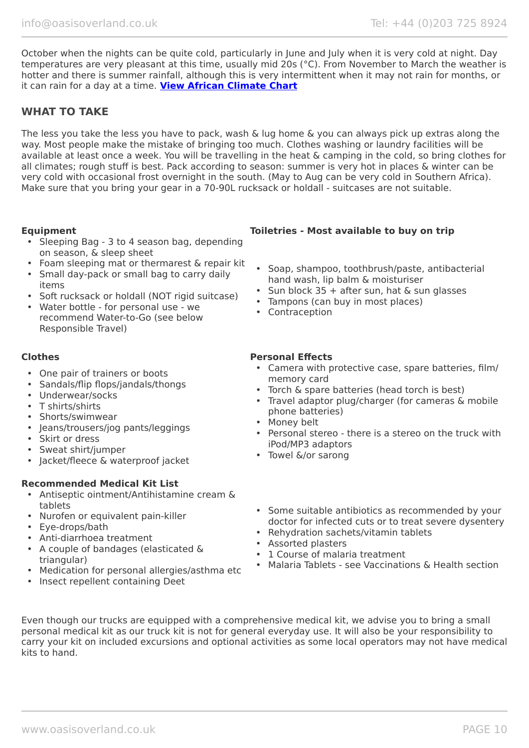October when the nights can be quite cold, particularly in June and July when it is very cold at night. Day temperatures are very pleasant at this time, usually mid 20s (°C). From November to March the weather is hotter and there is summer rainfall, although this is very intermittent when it may not rain for months, or it can rain for a day at a time. **View African Climate Chart**

## WHAT TO TAKE

The less you take the less you have to pack, wash & lug home & you can always pick up extras along the way. Most people make the mistake of bringing too much. Clothes washing or laundry facilities will be available at least once a week. You will be travelling in the heat & camping in the cold, so bring clothes for all climates; rough stuff is best. Pack according to season: summer is very hot in places & winter can be very cold with occasional frost overnight in the south. (May to Aug can be very cold in Southern Africa). Make sure that you bring your gear in a 70-90L rucksack or holdall - suitcases are not suitable.

**Equipment**

- Sleeping Bag - 3 to 4 season bag, depending on season, & sleep sheet
- Foam sleeping mat or thermarest & repair kit
- Small day-pack or small bag to carry daily items
- Soft rucksack or holdall (NOT rigid suitcase)
- Water bottle - for personal use - we recommend Water-to-Go (see below Responsible Travel)

**Toiletries - Most available to buy on trip**

- Soap, shampoo, toothbrush/paste, antibacterial hand wash, lip balm & moisturiser
- Sun block 35 + after sun, hat & sun glasses
- Tampons (can buy in most places)
- Contraception

**Clothes**

- One pair of trainers or boots
- Sandals/flip flops/jandals/thongs
- Underwear/socks
- T shirts/shirts
- Shorts/swimwear
- Jeans/trousers/jog pants/leggings
- Skirt or dress
- Sweat shirt/jumper
- Jacket/fleece & waterproof jacket

**Personal Effects**

- Camera with protective case, spare batteries, film/ memory card
- Torch & spare batteries (head torch is best)
- Travel adaptor plug/charger (for cameras & mobile phone batteries)
- Money belt
- Personal stereo - there is a stereo on the truck with iPod/MP3 adaptors
- Towel &/or sarong

**Recommended Medical Kit List**

- Antiseptic ointment/Antihistamine cream & tablets
- Nurofen or equivalent pain-killer
- Eye-drops/bath
- Anti-diarrhoea treatment
- A couple of bandages (elasticated & triangular)
- Medication for personal allergies/asthma etc
- Insect repellent containing Deet
- Some suitable antibiotics as recommended by your doctor for infected cuts or to treat severe dysentery
- Rehydration sachets/vitamin tablets
- Assorted plasters
- 1 Course of malaria treatment
- Malaria Tablets - see Vaccinations & Health section

Even though our trucks are equipped with a comprehensive medical kit, we advise you to bring a small personal medical kit as our truck kit is not for general everyday use. It will also be your responsibility to carry your kit on included excursions and optional activities as some local operators may not have medical kits to hand.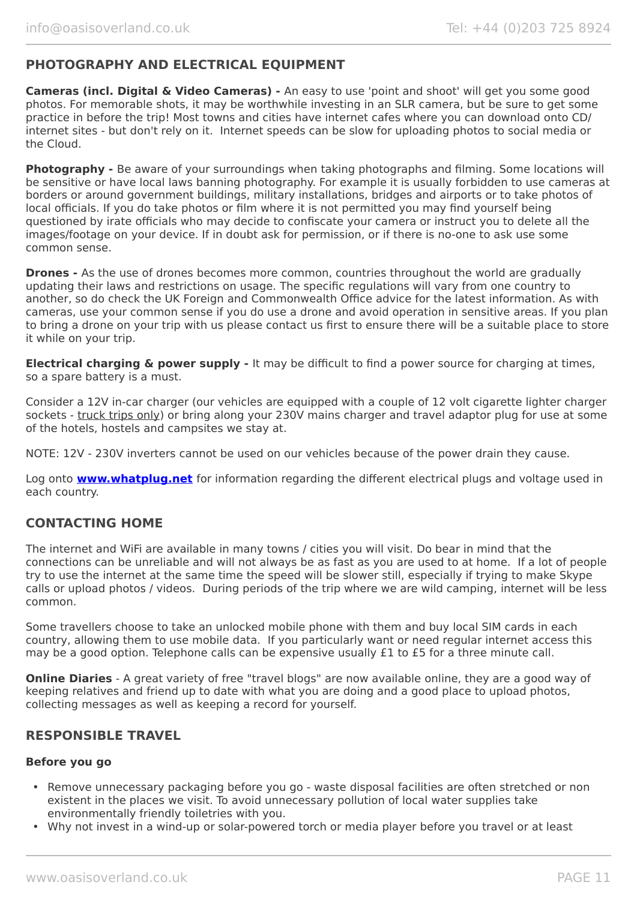## PHOTOGRAPHY AND ELECTRICAL EQUIPMENT

**Cameras (incl. Digital & Video Cameras) -** An easy to use 'point and shoot' will get you some good photos. For memorable shots, it may be worthwhile investing in an SLR camera, but be sure to get some practice in before the trip! Most towns and cities have internet cafes where you can download onto CD/ internet sites - but don't rely on it. Internet speeds can be slow for uploading photos to social media or the Cloud.

**Photography -** Be aware of your surroundings when taking photographs and filming. Some locations will be sensitive or have local laws banning photography. For example it is usually forbidden to use cameras at borders or around government buildings, military installations, bridges and airports or to take photos of local officials. If you do take photos or film where it is not permitted you may find yourself being questioned by irate officials who may decide to confiscate your camera or instruct you to delete all the images/footage on your device. If in doubt ask for permission, or if there is no-one to ask use some common sense.

**Drones -** As the use of drones becomes more common, countries throughout the world are gradually updating their laws and restrictions on usage. The specific regulations will vary from one country to another, so do check the UK Foreign and Commonwealth Office advice for the latest information. As with cameras, use your common sense if you do use a drone and avoid operation in sensitive areas. If you plan to bring a drone on your trip with us please contact us first to ensure there will be a suitable place to store it while on your trip.

**Electrical charging & power supply -** It may be difficult to find a power source for charging at times, so a spare battery is a must.

Consider a 12V in-car charger (our vehicles are equipped with a couple of 12 volt cigarette lighter charger sockets - truck trips only) or bring along your 230V mains charger and travel adaptor plug for use at some of the hotels, hostels and campsites we stay at.

NOTE: 12V - 230V inverters cannot be used on our vehicles because of the power drain they cause.

Log onto **www.whatplug.net** for information regarding the different electrical plugs and voltage used in each country.

## CONTACTING HOME

The internet and WiFi are available in many towns / cities you will visit. Do bear in mind that the connections can be unreliable and will not always be as fast as you are used to at home. If a lot of people try to use the internet at the same time the speed will be slower still, especially if trying to make Skype calls or upload photos / videos. During periods of the trip where we are wild camping, internet will be less common.

Some travellers choose to take an unlocked mobile phone with them and buy local SIM cards in each country, allowing them to use mobile data. If you particularly want or need regular internet access this may be a good option. Telephone calls can be expensive usually £1 to £5 for a three minute call.

**Online Diaries** - A great variety of free "travel blogs" are now available online, they are a good way of keeping relatives and friend up to date with what you are doing and a good place to upload photos, collecting messages as well as keeping a record for yourself.

## RESPONSIBLE TRAVEL

#### Before you go

- Remove unnecessary packaging before you go - waste disposal facilities are often stretched or non existent in the places we visit. To avoid unnecessary pollution of local water supplies take environmentally friendly toiletries with you.
- Why not invest in a wind-up or solar-powered torch or media player before you travel or at least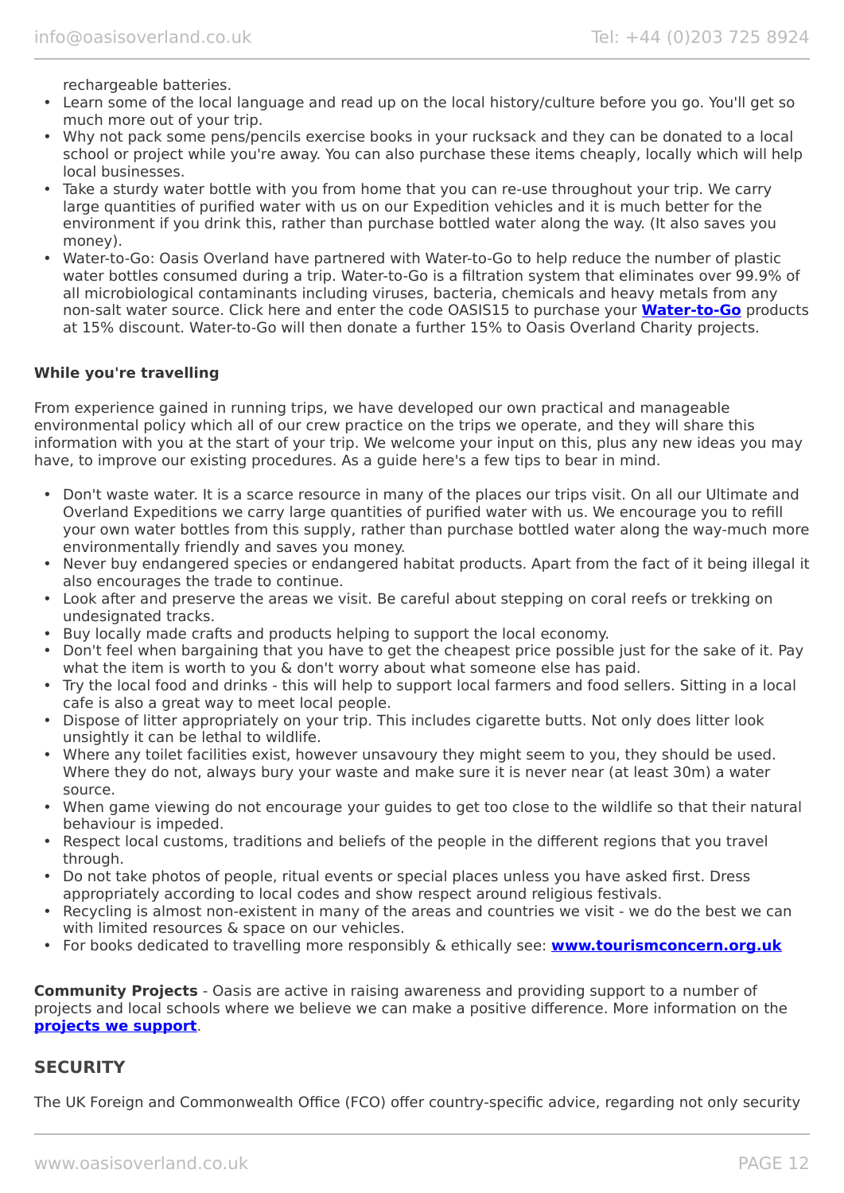rechargeable batteries.

- Learn some of the local language and read up on the local history/culture before you go. You'll get so much more out of your trip.
- Why not pack some pens/pencils exercise books in your rucksack and they can be donated to a local school or project while you're away. You can also purchase these items cheaply, locally which will help local businesses.
- Take a sturdy water bottle with you from home that you can re-use throughout your trip. We carry large quantities of purified water with us on our Expedition vehicles and it is much better for the environment if you drink this, rather than purchase bottled water along the way. (It also saves you money).
- Water-to-Go: Oasis Overland have partnered with Water-to-Go to help reduce the number of plastic water bottles consumed during a trip. Water-to-Go is a filtration system that eliminates over 99.9% of all microbiological contaminants including viruses, bacteria, chemicals and heavy metals from any non-salt water source. Click here and enter the code OASIS15 to purchase your **Water-to-Go** products at 15% discount. Water-to-Go will then donate a further 15% to Oasis Overland Charity projects.

**While you're travelling**

From experience gained in running trips, we have developed our own practical and manageable environmental policy which all of our crew practice on the trips we operate, and they will share this information with you at the start of your trip. We welcome your input on this, plus any new ideas you may have, to improve our existing procedures. As a guide here's a few tips to bear in mind.

- Don't waste water. It is a scarce resource in many of the places our trips visit. On all our Ultimate and Overland Expeditions we carry large quantities of purified water with us. We encourage you to refill your own water bottles from this supply, rather than purchase bottled water along the way-much more environmentally friendly and saves you money.
- Never buy endangered species or endangered habitat products. Apart from the fact of it being illegal it also encourages the trade to continue.
- Look after and preserve the areas we visit. Be careful about stepping on coral reefs or trekking on undesignated tracks.
- Buy locally made crafts and products helping to support the local economy.
- Don't feel when bargaining that you have to get the cheapest price possible just for the sake of it. Pay what the item is worth to you & don't worry about what someone else has paid.
- Try the local food and drinks - this will help to support local farmers and food sellers. Sitting in a local cafe is also a great way to meet local people.
- Dispose of litter appropriately on your trip. This includes cigarette butts. Not only does litter look unsightly it can be lethal to wildlife.
- Where any toilet facilities exist, however unsavoury they might seem to you, they should be used. Where they do not, always bury your waste and make sure it is never near (at least 30m) a water source.
- When game viewing do not encourage your guides to get too close to the wildlife so that their natural behaviour is impeded.
- Respect local customs, traditions and beliefs of the people in the different regions that you travel through.
- Do not take photos of people, ritual events or special places unless you have asked first. Dress appropriately according to local codes and show respect around religious festivals.
- Recycling is almost non-existent in many of the areas and countries we visit - we do the best we can with limited resources & space on our vehicles.
- For books dedicated to travelling more responsibly & ethically see: **www.tourismconcern.org.uk**

**Community Projects** - Oasis are active in raising awareness and providing support to a number of projects and local schools where we believe we can make a positive difference. More information on the **projects we support**.

## SECURITY

The UK Foreign and Commonwealth Office (FCO) offer country-specific advice, regarding not only security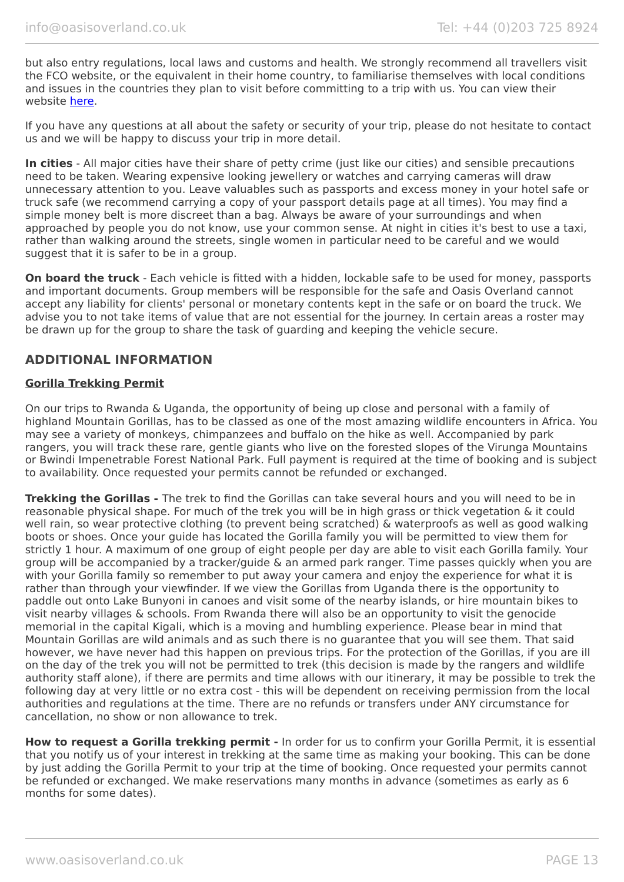but also entry regulations, local laws and customs and health. We strongly recommend all travellers visit the FCO website, or the equivalent in their home country, to familiarise themselves with local conditions and issues in the countries they plan to visit before committing to a trip with us. You can view their website [here](#).

If you have any questions at all about the safety or security of your trip, please do not hesitate to contact us and we will be happy to discuss your trip in more detail.

**In cities** - All major cities have their share of petty crime (just like our cities) and sensible precautions need to be taken. Wearing expensive looking jewellery or watches and carrying cameras will draw unnecessary attention to you. Leave valuables such as passports and excess money in your hotel safe or truck safe (we recommend carrying a copy of your passport details page at all times). You may find a simple money belt is more discreet than a bag. Always be aware of your surroundings and when approached by people you do not know, use your common sense. At night in cities it's best to use a taxi, rather than walking around the streets, single women in particular need to be careful and we would suggest that it is safer to be in a group.

**On board the truck** - Each vehicle is fitted with a hidden, lockable safe to be used for money, passports and important documents. Group members will be responsible for the safe and Oasis Overland cannot accept any liability for clients' personal or monetary contents kept in the safe or on board the truck. We advise you to not take items of value that are not essential for the journey. In certain areas a roster may be drawn up for the group to share the task of guarding and keeping the vehicle secure.

## ADDITIONAL INFORMATION

**Gorilla Trekking Permit**

On our trips to Rwanda & Uganda, the opportunity of being up close and personal with a family of highland Mountain Gorillas, has to be classed as one of the most amazing wildlife encounters in Africa. You may see a variety of monkeys, chimpanzees and buffalo on the hike as well. Accompanied by park rangers, you will track these rare, gentle giants who live on the forested slopes of the Virunga Mountains or Bwindi Impenetrable Forest National Park. Full payment is required at the time of booking and is subject to availability. Once requested your permits cannot be refunded or exchanged.

**Trekking the Gorillas -** The trek to find the Gorillas can take several hours and you will need to be in reasonable physical shape. For much of the trek you will be in high grass or thick vegetation & it could well rain, so wear protective clothing (to prevent being scratched) & waterproofs as well as good walking boots or shoes. Once your guide has located the Gorilla family you will be permitted to view them for strictly 1 hour. A maximum of one group of eight people per day are able to visit each Gorilla family. Your group will be accompanied by a tracker/guide & an armed park ranger. Time passes quickly when you are with your Gorilla family so remember to put away your camera and enjoy the experience for what it is rather than through your viewfinder. If we view the Gorillas from Uganda there is the opportunity to paddle out onto Lake Bunyoni in canoes and visit some of the nearby islands, or hire mountain bikes to visit nearby villages & schools. From Rwanda there will also be an opportunity to visit the genocide memorial in the capital Kigali, which is a moving and humbling experience. Please bear in mind that Mountain Gorillas are wild animals and as such there is no guarantee that you will see them. That said however, we have never had this happen on previous trips. For the protection of the Gorillas, if you are ill on the day of the trek you will not be permitted to trek (this decision is made by the rangers and wildlife authority staff alone), if there are permits and time allows with our itinerary, it may be possible to trek the following day at very little or no extra cost - this will be dependent on receiving permission from the local authorities and regulations at the time. There are no refunds or transfers under ANY circumstance for cancellation, no show or non allowance to trek.

**How to request a Gorilla trekking permit -** In order for us to confirm your Gorilla Permit, it is essential that you notify us of your interest in trekking at the same time as making your booking. This can be done by just adding the Gorilla Permit to your trip at the time of booking. Once requested your permits cannot be refunded or exchanged. We make reservations many months in advance (sometimes as early as 6 months for some dates).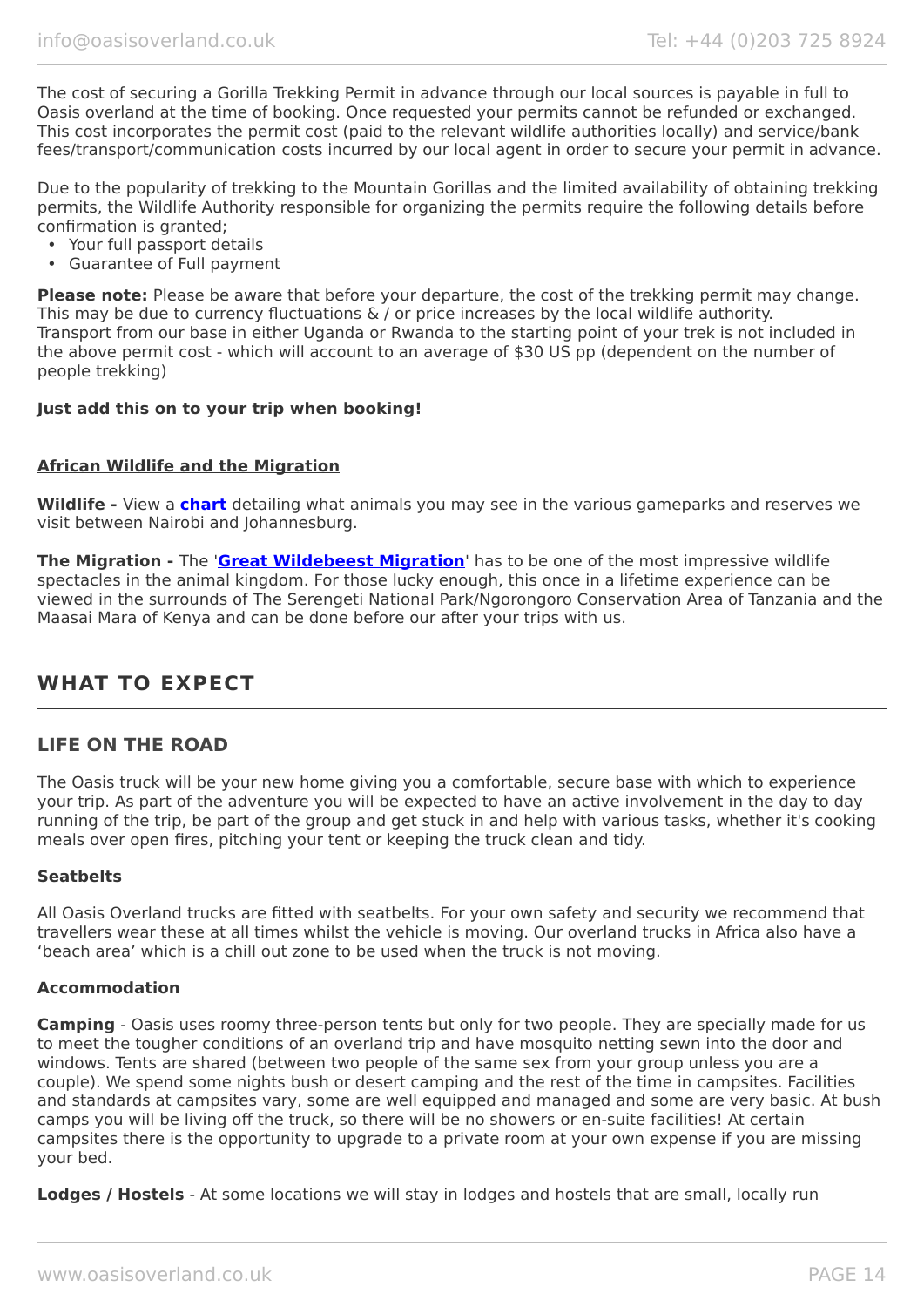The cost of securing a Gorilla Trekking Permit in advance through our local sources is payable in full to Oasis overland at the time of booking. Once requested your permits cannot be refunded or exchanged. This cost incorporates the permit cost (paid to the relevant wildlife authorities locally) and service/bank fees/transport/communication costs incurred by our local agent in order to secure your permit in advance.

Due to the popularity of trekking to the Mountain Gorillas and the limited availability of obtaining trekking permits, the Wildlife Authority responsible for organizing the permits require the following details before confirmation is granted;

- Your full passport details
- Guarantee of Full payment

**Please note:** Please be aware that before your departure, the cost of the trekking permit may change. This may be due to currency fluctuations & / or price increases by the local wildlife authority. Transport from our base in either Uganda or Rwanda to the starting point of your trek is not included in the above permit cost - which will account to an average of $30 US pp (dependent on the number of people trekking)

**Just add this on to your trip when booking!**

**African Wildlife and the Migration**

**Wildlife -** View a **chart** detailing what animals you may see in the various gameparks and reserves we visit between Nairobi and Johannesburg.

**The Migration -** The '**Great Wildebeest Migration**' has to be one of the most impressive wildlife spectacles in the animal kingdom. For those lucky enough, this once in a lifetime experience can be viewed in the surrounds of The Serengeti National Park/Ngorongoro Conservation Area of Tanzania and the Maasai Mara of Kenya and can be done before our after your trips with us.

## WHAT TO EXPECT

### LIFE ON THE ROAD

The Oasis truck will be your new home giving you a comfortable, secure base with which to experience your trip. As part of the adventure you will be expected to have an active involvement in the day to day running of the trip, be part of the group and get stuck in and help with various tasks, whether it's cooking meals over open fires, pitching your tent or keeping the truck clean and tidy.

#### Seatbelts

All Oasis Overland trucks are fitted with seatbelts. For your own safety and security we recommend that travellers wear these at all times whilst the vehicle is moving. Our overland trucks in Africa also have a 'beach area' which is a chill out zone to be used when the truck is not moving.

#### Accommodation

**Camping** - Oasis uses roomy three-person tents but only for two people. They are specially made for us to meet the tougher conditions of an overland trip and have mosquito netting sewn into the door and windows. Tents are shared (between two people of the same sex from your group unless you are a couple). We spend some nights bush or desert camping and the rest of the time in campsites. Facilities and standards at campsites vary, some are well equipped and managed and some are very basic. At bush camps you will be living off the truck, so there will be no showers or en-suite facilities! At certain campsites there is the opportunity to upgrade to a private room at your own expense if you are missing your bed.

**Lodges / Hostels** - At some locations we will stay in lodges and hostels that are small, locally run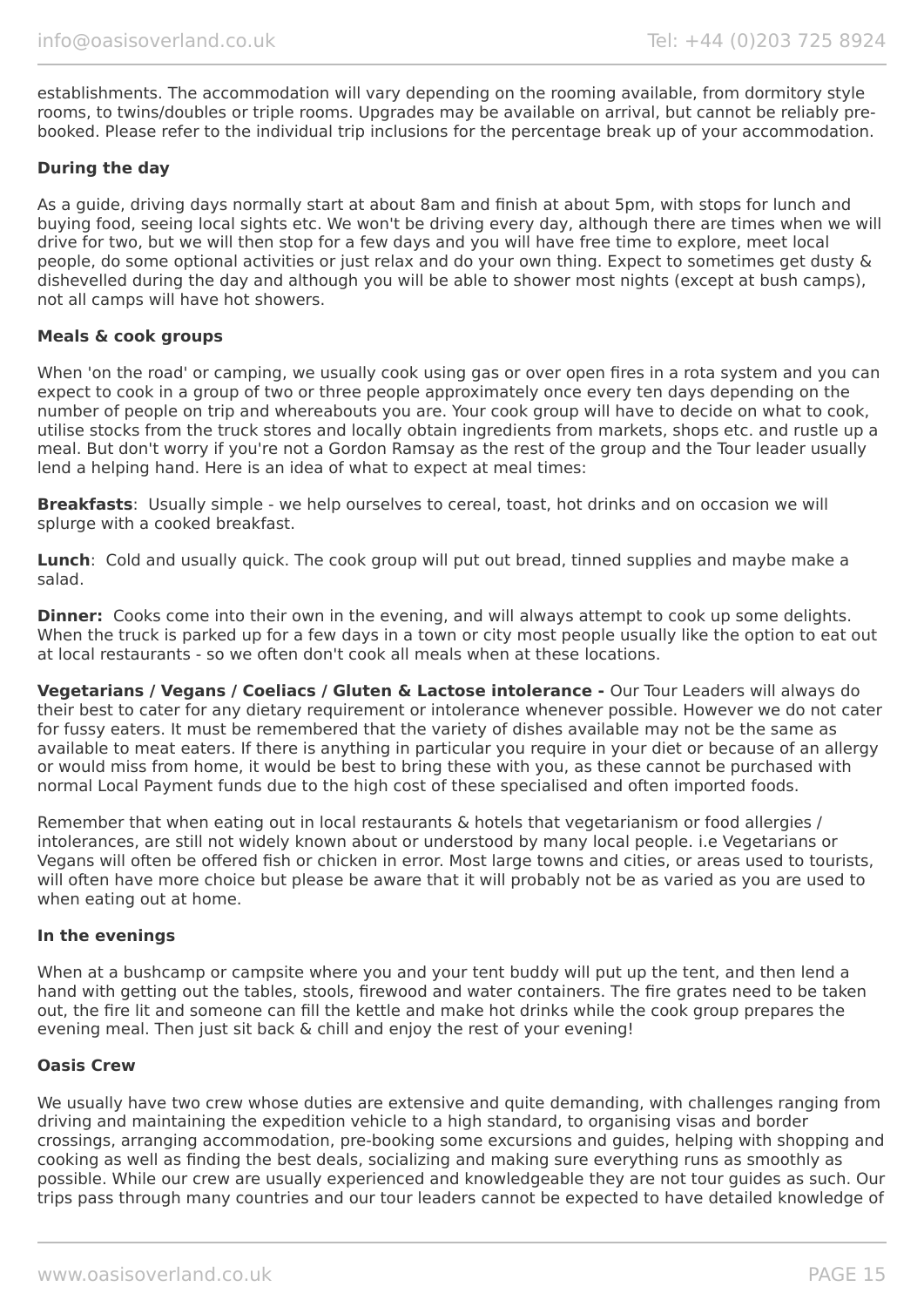establishments. The accommodation will vary depending on the rooming available, from dormitory style rooms, to twins/doubles or triple rooms. Upgrades may be available on arrival, but cannot be reliably pre-booked. Please refer to the individual trip inclusions for the percentage break up of your accommodation.

**During the day**

As a guide, driving days normally start at about 8am and finish at about 5pm, with stops for lunch and buying food, seeing local sights etc. We won't be driving every day, although there are times when we will drive for two, but we will then stop for a few days and you will have free time to explore, meet local people, do some optional activities or just relax and do your own thing. Expect to sometimes get dusty & dishevelled during the day and although you will be able to shower most nights (except at bush camps), not all camps will have hot showers.

**Meals & cook groups**

When 'on the road' or camping, we usually cook using gas or over open fires in a rota system and you can expect to cook in a group of two or three people approximately once every ten days depending on the number of people on trip and whereabouts you are. Your cook group will have to decide on what to cook, utilise stocks from the truck stores and locally obtain ingredients from markets, shops etc. and rustle up a meal. But don't worry if you're not a Gordon Ramsay as the rest of the group and the Tour leader usually lend a helping hand. Here is an idea of what to expect at meal times:

**Breakfasts**: Usually simple - we help ourselves to cereal, toast, hot drinks and on occasion we will splurge with a cooked breakfast.

**Lunch**: Cold and usually quick. The cook group will put out bread, tinned supplies and maybe make a salad.

**Dinner:** Cooks come into their own in the evening, and will always attempt to cook up some delights. When the truck is parked up for a few days in a town or city most people usually like the option to eat out at local restaurants - so we often don't cook all meals when at these locations.

**Vegetarians / Vegans / Coeliacs / Gluten & Lactose intolerance -** Our Tour Leaders will always do their best to cater for any dietary requirement or intolerance whenever possible. However we do not cater for fussy eaters. It must be remembered that the variety of dishes available may not be the same as available to meat eaters. If there is anything in particular you require in your diet or because of an allergy or would miss from home, it would be best to bring these with you, as these cannot be purchased with normal Local Payment funds due to the high cost of these specialised and often imported foods.

Remember that when eating out in local restaurants & hotels that vegetarianism or food allergies / intolerances, are still not widely known about or understood by many local people. i.e Vegetarians or Vegans will often be offered fish or chicken in error. Most large towns and cities, or areas used to tourists, will often have more choice but please be aware that it will probably not be as varied as you are used to when eating out at home.

**In the evenings**

When at a bushcamp or campsite where you and your tent buddy will put up the tent, and then lend a hand with getting out the tables, stools, firewood and water containers. The fire grates need to be taken out, the fire lit and someone can fill the kettle and make hot drinks while the cook group prepares the evening meal. Then just sit back & chill and enjoy the rest of your evening!

**Oasis Crew**

We usually have two crew whose duties are extensive and quite demanding, with challenges ranging from driving and maintaining the expedition vehicle to a high standard, to organising visas and border crossings, arranging accommodation, pre-booking some excursions and guides, helping with shopping and cooking as well as finding the best deals, socializing and making sure everything runs as smoothly as possible. While our crew are usually experienced and knowledgeable they are not tour guides as such. Our trips pass through many countries and our tour leaders cannot be expected to have detailed knowledge of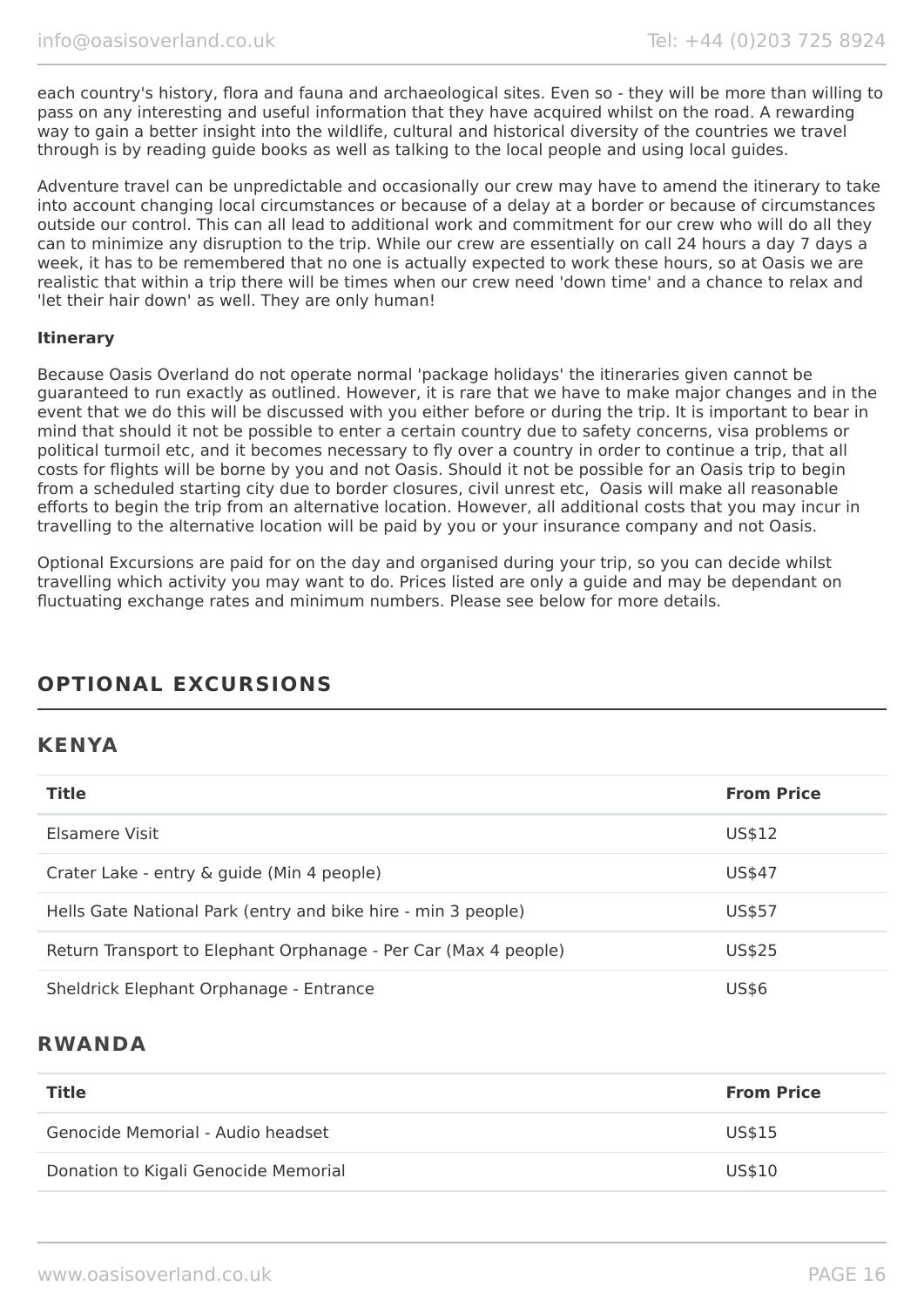each country's history, flora and fauna and archaeological sites. Even so - they will be more than willing to pass on any interesting and useful information that they have acquired whilst on the road. A rewarding way to gain a better insight into the wildlife, cultural and historical diversity of the countries we travel through is by reading guide books as well as talking to the local people and using local guides.

Adventure travel can be unpredictable and occasionally our crew may have to amend the itinerary to take into account changing local circumstances or because of a delay at a border or because of circumstances outside our control. This can all lead to additional work and commitment for our crew who will do all they can to minimize any disruption to the trip. While our crew are essentially on call 24 hours a day 7 days a week, it has to be remembered that no one is actually expected to work these hours, so at Oasis we are realistic that within a trip there will be times when our crew need 'down time' and a chance to relax and 'let their hair down' as well. They are only human!

**Itinerary**

Because Oasis Overland do not operate normal 'package holidays' the itineraries given cannot be guaranteed to run exactly as outlined. However, it is rare that we have to make major changes and in the event that we do this will be discussed with you either before or during the trip. It is important to bear in mind that should it not be possible to enter a certain country due to safety concerns, visa problems or political turmoil etc, and it becomes necessary to fly over a country in order to continue a trip, that all costs for flights will be borne by you and not Oasis. Should it not be possible for an Oasis trip to begin from a scheduled starting city due to border closures, civil unrest etc, Oasis will make all reasonable efforts to begin the trip from an alternative location. However, all additional costs that you may incur in travelling to the alternative location will be paid by you or your insurance company and not Oasis.

Optional Excursions are paid for on the day and organised during your trip, so you can decide whilst travelling which activity you may want to do. Prices listed are only a guide and may be dependant on fluctuating exchange rates and minimum numbers. Please see below for more details.

## OPTIONAL EXCURSIONS

### KENYA

| Title | From Price |
| --- | --- |
| Elsamere Visit | US$12 |
| Crater Lake - entry & guide (Min 4 people) | US$47 |
| Hells Gate National Park (entry and bike hire - min 3 people) | US$57 |
| Return Transport to Elephant Orphanage - Per Car (Max 4 people) | US$25 |
| Sheldrick Elephant Orphanage - Entrance | US$6 |

### RWANDA

| Title | From Price |
| --- | --- |
| Genocide Memorial - Audio headset | US$15 |
| Donation to Kigali Genocide Memorial | US$10 |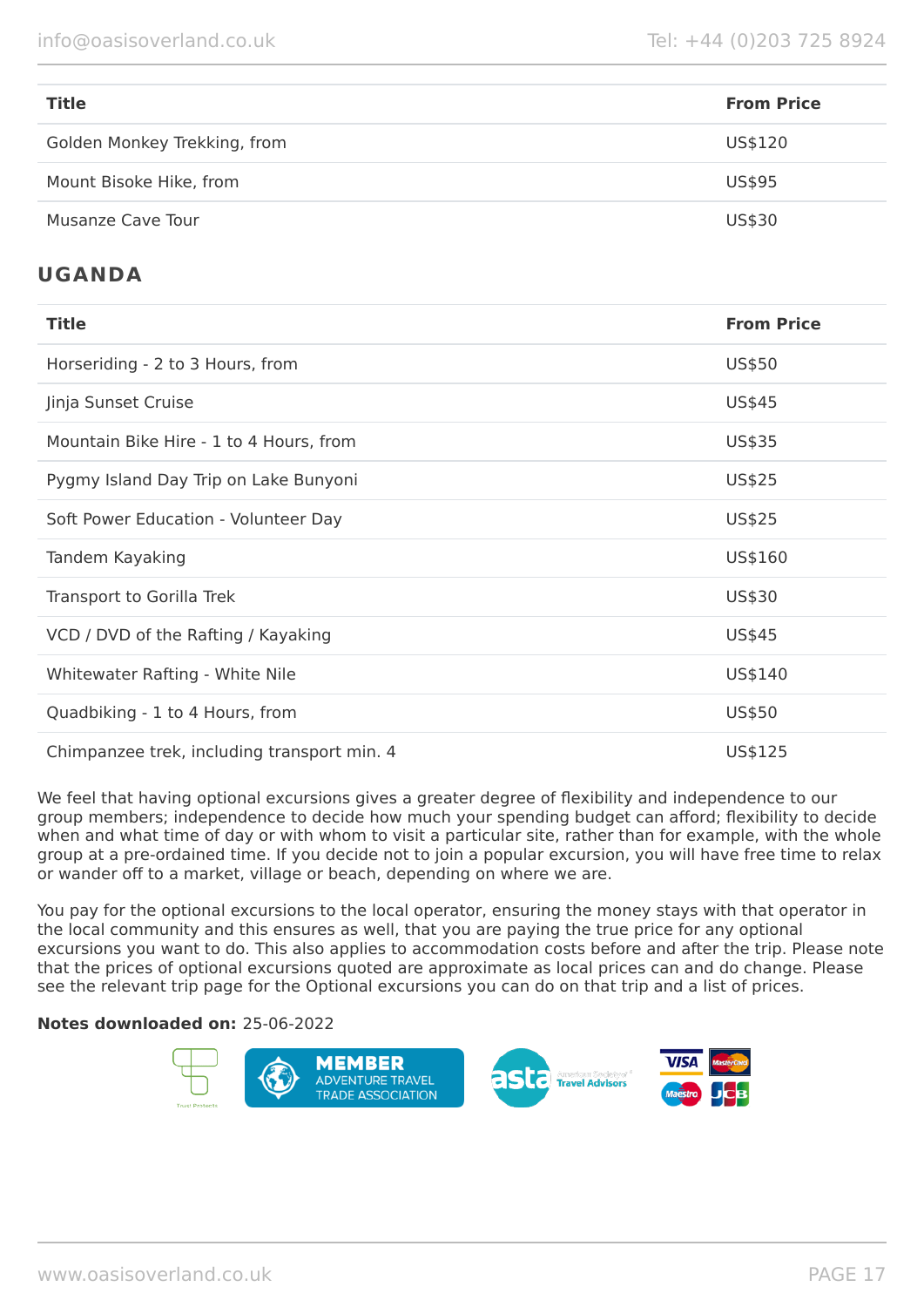| Title | From Price |
| --- | --- |
| Golden Monkey Trekking, from | US$120 |
| Mount Bisoke Hike, from | US$95 |
| Musanze Cave Tour | US$30 |

## UGANDA

| Title | From Price |
| --- | --- |
| Horseriding - 2 to 3 Hours, from | US$50 |
| Jinja Sunset Cruise | US$45 |
| Mountain Bike Hire - 1 to 4 Hours, from | US$35 |
| Pygmy Island Day Trip on Lake Bunyoni | US$25 |
| Soft Power Education - Volunteer Day | US$25 |
| Tandem Kayaking | US$160 |
| Transport to Gorilla Trek | US$30 |
| VCD / DVD of the Rafting / Kayaking | US$45 |
| Whitewater Rafting - White Nile | US$140 |
| Quadbiking - 1 to 4 Hours, from | US$50 |
| Chimpanzee trek, including transport min. 4 | US$125 |

We feel that having optional excursions gives a greater degree of flexibility and independence to our group members; independence to decide how much your spending budget can afford; flexibility to decide when and what time of day or with whom to visit a particular site, rather than for example, with the whole group at a pre-ordained time. If you decide not to join a popular excursion, you will have free time to relax or wander off to a market, village or beach, depending on where we are.

You pay for the optional excursions to the local operator, ensuring the money stays with that operator in the local community and this ensures as well, that you are paying the true price for any optional excursions you want to do. This also applies to accommodation costs before and after the trip. Please note that the prices of optional excursions quoted are approximate as local prices can and do change. Please see the relevant trip page for the Optional excursions you can do on that trip and a list of prices.

**Notes downloaded on:** 25-06-2022